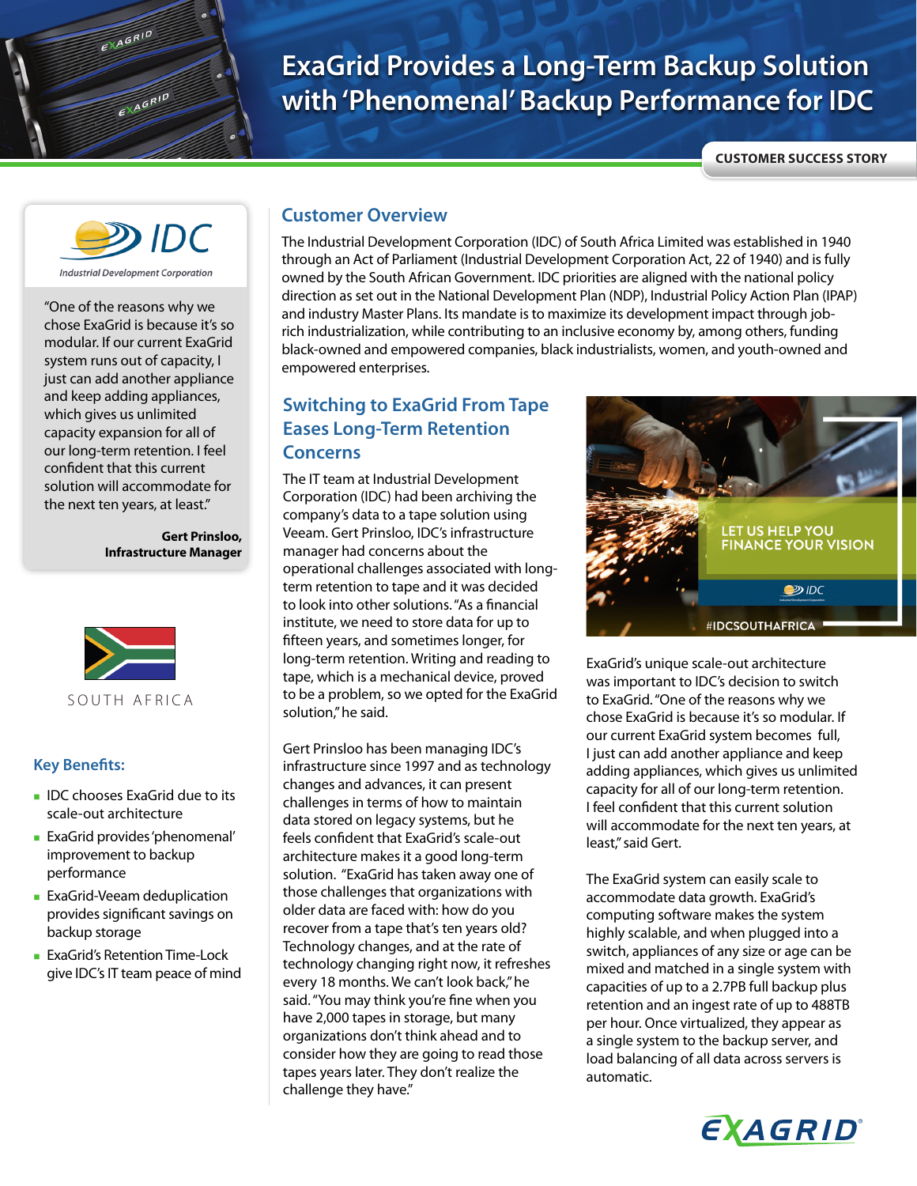# ExaGrid Provides a Long-Term Backup Solution with 'Phenomenal' Backup Performance for IDC

CUSTOMER SUCCESS STORY

IDC
Industrial Development Corporation

"One of the reasons why we chose ExaGrid is because it's so modular. If our current ExaGrid system runs out of capacity, I just can add another appliance and keep adding appliances, which gives us unlimited capacity expansion for all of our long-term retention. I feel confident that this current solution will accommodate for the next ten years, at least."

**Gert Prinsloo, Infrastructure Manager**

SOUTH AFRICA

## Key Benefits:

- IDC chooses ExaGrid due to its scale-out architecture
- ExaGrid provides 'phenomenal' improvement to backup performance
- ExaGrid-Veeam deduplication provides significant savings on backup storage
- ExaGrid's Retention Time-Lock give IDC's IT team peace of mind

## Customer Overview

The Industrial Development Corporation (IDC) of South Africa Limited was established in 1940 through an Act of Parliament (Industrial Development Corporation Act, 22 of 1940) and is fully owned by the South African Government. IDC priorities are aligned with the national policy direction as set out in the National Development Plan (NDP), Industrial Policy Action Plan (IPAP) and industry Master Plans. Its mandate is to maximize its development impact through job-rich industrialization, while contributing to an inclusive economy by, among others, funding black-owned and empowered companies, black industrialists, women, and youth-owned and empowered enterprises.

## Switching to ExaGrid From Tape Eases Long-Term Retention Concerns

The IT team at Industrial Development Corporation (IDC) had been archiving the company's data to a tape solution using Veeam. Gert Prinsloo, IDC's infrastructure manager had concerns about the operational challenges associated with long-term retention to tape and it was decided to look into other solutions. "As a financial institute, we need to store data for up to fifteen years, and sometimes longer, for long-term retention. Writing and reading to tape, which is a mechanical device, proved to be a problem, so we opted for the ExaGrid solution," he said.

Gert Prinsloo has been managing IDC's infrastructure since 1997 and as technology changes and advances, it can present challenges in terms of how to maintain data stored on legacy systems, but he feels confident that ExaGrid's scale-out architecture makes it a good long-term solution. "ExaGrid has taken away one of those challenges that organizations with older data are faced with: how do you recover from a tape that's ten years old? Technology changes, and at the rate of technology changing right now, it refreshes every 18 months. We can't look back," he said. "You may think you're fine when you have 2,000 tapes in storage, but many organizations don't think ahead and to consider how they are going to read those tapes years later. They don't realize the challenge they have."

LET US HELP YOU FINANCE YOUR VISION
#IDCSOUTHAFRICA

ExaGrid's unique scale-out architecture was important to IDC's decision to switch to ExaGrid. "One of the reasons why we chose ExaGrid is because it's so modular. If our current ExaGrid system becomes full, I just can add another appliance and keep adding appliances, which gives us unlimited capacity for all of our long-term retention. I feel confident that this current solution will accommodate for the next ten years, at least," said Gert.

The ExaGrid system can easily scale to accommodate data growth. ExaGrid's computing software makes the system highly scalable, and when plugged into a switch, appliances of any size or age can be mixed and matched in a single system with capacities of up to a 2.7PB full backup plus retention and an ingest rate of up to 488TB per hour. Once virtualized, they appear as a single system to the backup server, and load balancing of all data across servers is automatic.

EXAGRID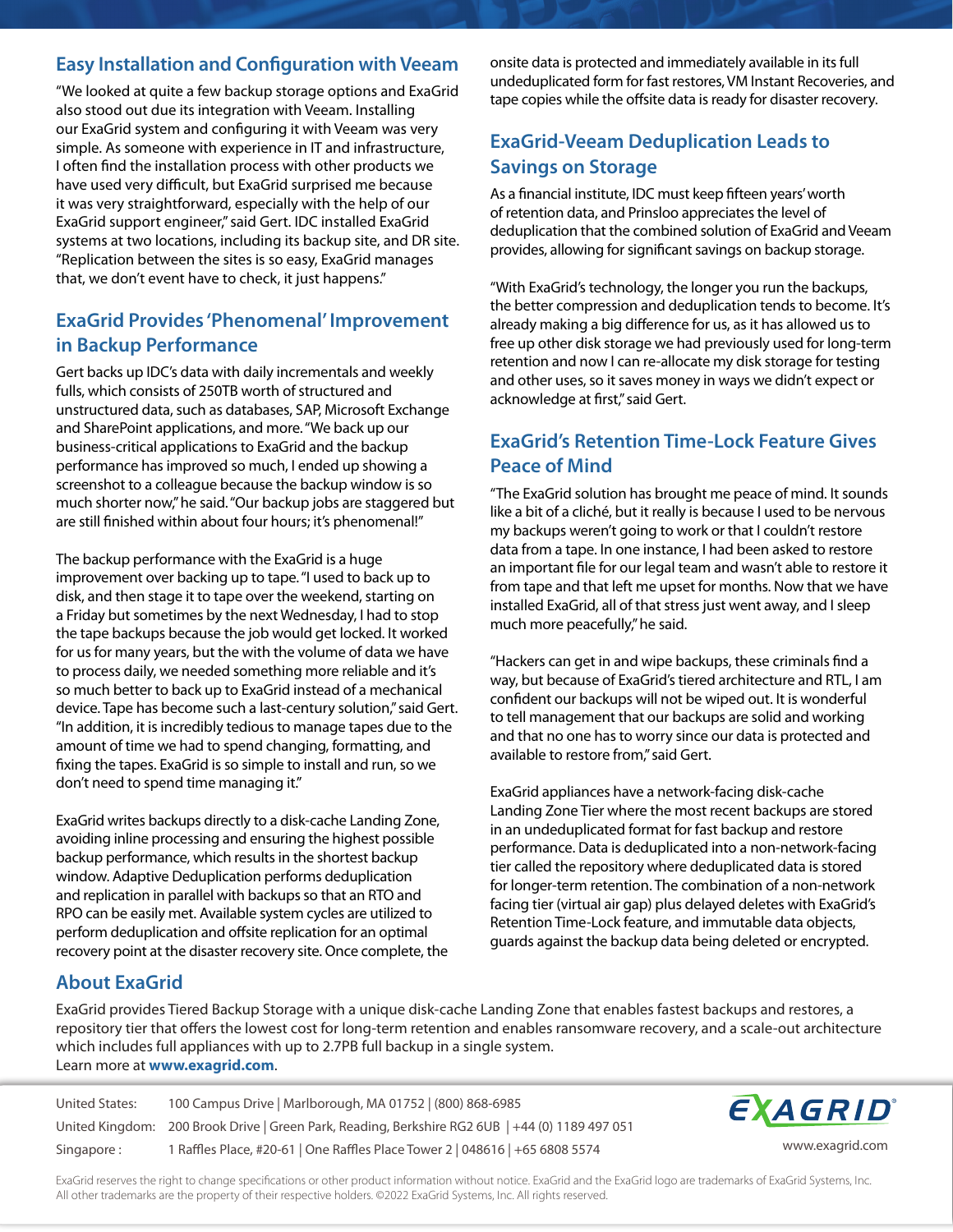## Easy Installation and Configuration with Veeam

"We looked at quite a few backup storage options and ExaGrid also stood out due its integration with Veeam. Installing our ExaGrid system and configuring it with Veeam was very simple. As someone with experience in IT and infrastructure, I often find the installation process with other products we have used very difficult, but ExaGrid surprised me because it was very straightforward, especially with the help of our ExaGrid support engineer," said Gert. IDC installed ExaGrid systems at two locations, including its backup site, and DR site. "Replication between the sites is so easy, ExaGrid manages that, we don't event have to check, it just happens."

## ExaGrid Provides 'Phenomenal' Improvement in Backup Performance

Gert backs up IDC's data with daily incrementals and weekly fulls, which consists of 250TB worth of structured and unstructured data, such as databases, SAP, Microsoft Exchange and SharePoint applications, and more. "We back up our business-critical applications to ExaGrid and the backup performance has improved so much, I ended up showing a screenshot to a colleague because the backup window is so much shorter now," he said. "Our backup jobs are staggered but are still finished within about four hours; it's phenomenal!"

The backup performance with the ExaGrid is a huge improvement over backing up to tape. "I used to back up to disk, and then stage it to tape over the weekend, starting on a Friday but sometimes by the next Wednesday, I had to stop the tape backups because the job would get locked. It worked for us for many years, but the with the volume of data we have to process daily, we needed something more reliable and it's so much better to back up to ExaGrid instead of a mechanical device. Tape has become such a last-century solution," said Gert. "In addition, it is incredibly tedious to manage tapes due to the amount of time we had to spend changing, formatting, and fixing the tapes. ExaGrid is so simple to install and run, so we don't need to spend time managing it."

ExaGrid writes backups directly to a disk-cache Landing Zone, avoiding inline processing and ensuring the highest possible backup performance, which results in the shortest backup window. Adaptive Deduplication performs deduplication and replication in parallel with backups so that an RTO and RPO can be easily met. Available system cycles are utilized to perform deduplication and offsite replication for an optimal recovery point at the disaster recovery site. Once complete, the onsite data is protected and immediately available in its full undeduplicated form for fast restores, VM Instant Recoveries, and tape copies while the offsite data is ready for disaster recovery.

## ExaGrid-Veeam Deduplication Leads to Savings on Storage

As a financial institute, IDC must keep fifteen years' worth of retention data, and Prinsloo appreciates the level of deduplication that the combined solution of ExaGrid and Veeam provides, allowing for significant savings on backup storage.

"With ExaGrid's technology, the longer you run the backups, the better compression and deduplication tends to become. It's already making a big difference for us, as it has allowed us to free up other disk storage we had previously used for long-term retention and now I can re-allocate my disk storage for testing and other uses, so it saves money in ways we didn't expect or acknowledge at first," said Gert.

## ExaGrid's Retention Time-Lock Feature Gives Peace of Mind

"The ExaGrid solution has brought me peace of mind. It sounds like a bit of a cliché, but it really is because I used to be nervous my backups weren't going to work or that I couldn't restore data from a tape. In one instance, I had been asked to restore an important file for our legal team and wasn't able to restore it from tape and that left me upset for months. Now that we have installed ExaGrid, all of that stress just went away, and I sleep much more peacefully," he said.

"Hackers can get in and wipe backups, these criminals find a way, but because of ExaGrid's tiered architecture and RTL, I am confident our backups will not be wiped out. It is wonderful to tell management that our backups are solid and working and that no one has to worry since our data is protected and available to restore from," said Gert.

ExaGrid appliances have a network-facing disk-cache Landing Zone Tier where the most recent backups are stored in an undeduplicated format for fast backup and restore performance. Data is deduplicated into a non-network-facing tier called the repository where deduplicated data is stored for longer-term retention. The combination of a non-network facing tier (virtual air gap) plus delayed deletes with ExaGrid's Retention Time-Lock feature, and immutable data objects, guards against the backup data being deleted or encrypted.

## About ExaGrid

ExaGrid provides Tiered Backup Storage with a unique disk-cache Landing Zone that enables fastest backups and restores, a repository tier that offers the lowest cost for long-term retention and enables ransomware recovery, and a scale-out architecture which includes full appliances with up to 2.7PB full backup in a single system.
Learn more at **www.exagrid.com**.

United States: 100 Campus Drive | Marlborough, MA 01752 | (800) 868-6985
United Kingdom: 200 Brook Drive | Green Park, Reading, Berkshire RG2 6UB | +44 (0) 1189 497 051
Singapore: 1 Raffles Place, #20-61 | One Raffles Place Tower 2 | 048616 | +65 6808 5574

EXAGRID
www.exagrid.com

ExaGrid reserves the right to change specifications or other product information without notice. ExaGrid and the ExaGrid logo are trademarks of ExaGrid Systems, Inc. All other trademarks are the property of their respective holders. ©2022 ExaGrid Systems, Inc. All rights reserved.